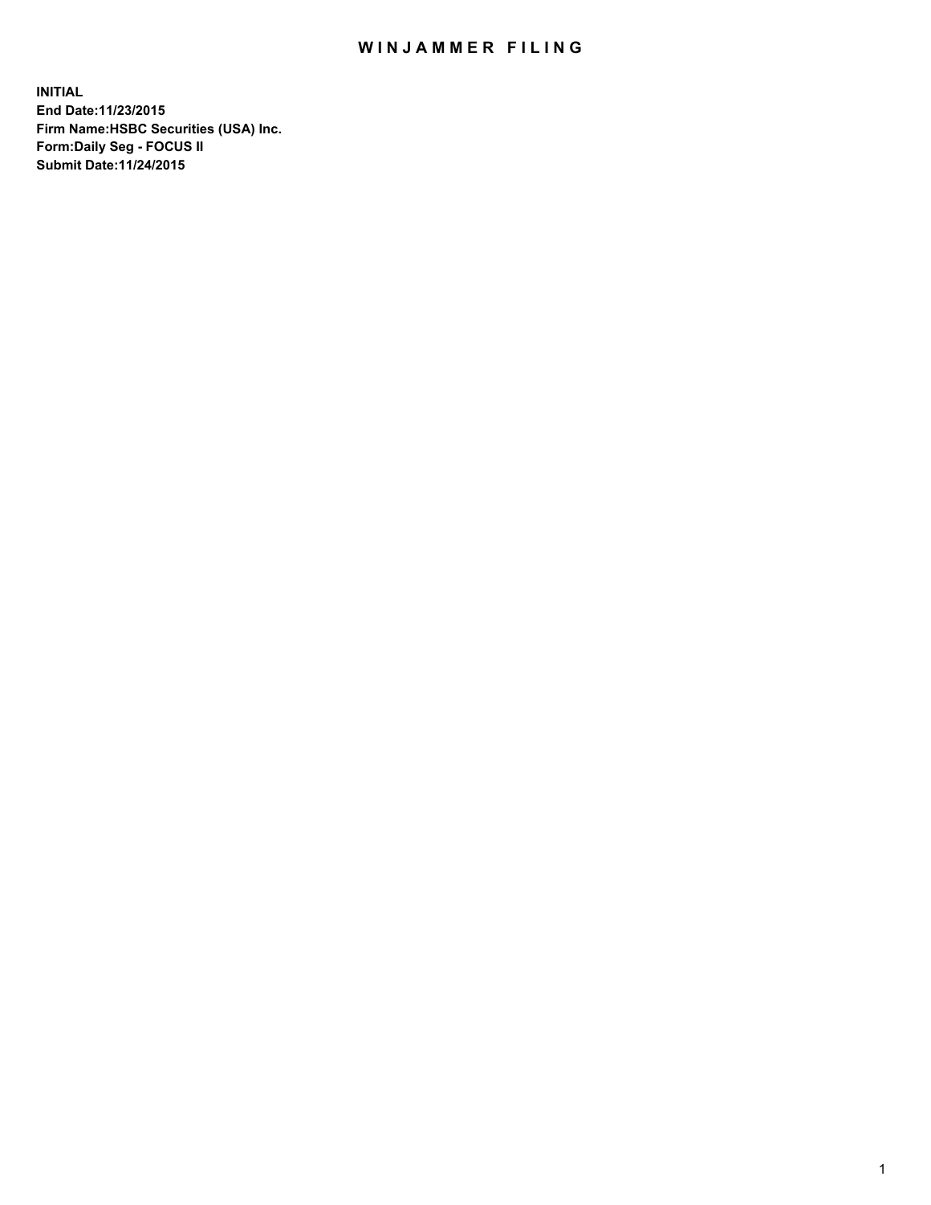# WINJAMMER FILING

**INITIAL**
**End Date:11/23/2015**
**Firm Name:HSBC Securities (USA) Inc.**
**Form:Daily Seg - FOCUS II**
**Submit Date:11/24/2015**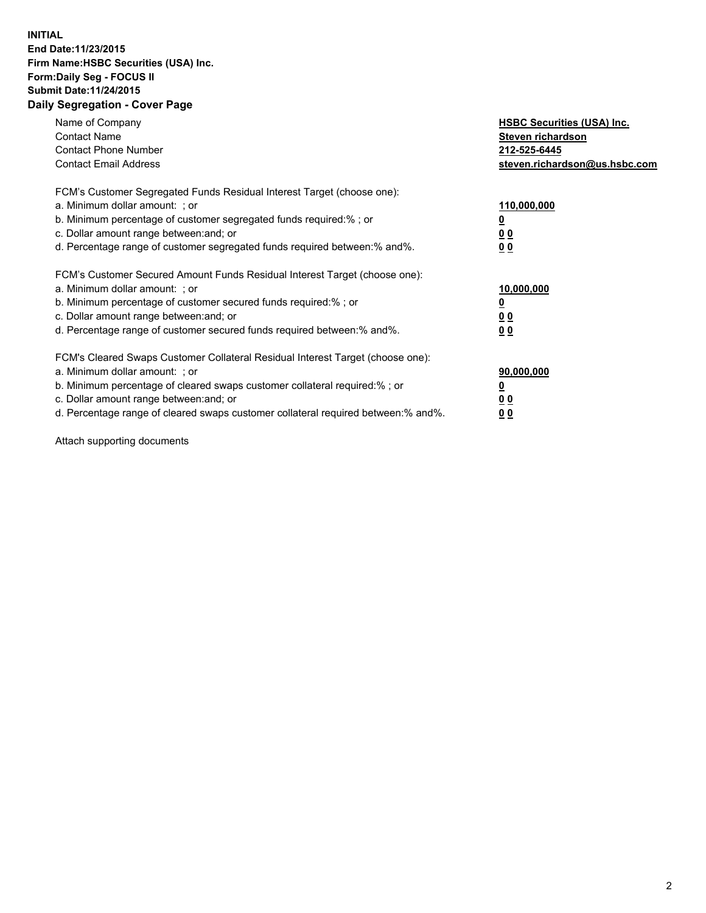**INITIAL**
**End Date:11/23/2015**
**Firm Name:HSBC Securities (USA) Inc.**
**Form:Daily Seg - FOCUS II**
**Submit Date:11/24/2015**
**Daily Segregation - Cover Page**

| | |
|---|---|
| Name of Company | **HSBC Securities (USA) Inc.** |
| Contact Name | **Steven richardson** |
| Contact Phone Number | **212-525-6445** |
| Contact Email Address | **steven.richardson@us.hsbc.com** |

FCM's Customer Segregated Funds Residual Interest Target (choose one):

| | |
|---|---|
| a. Minimum dollar amount: ; or | **110,000,000** |
| b. Minimum percentage of customer segregated funds required:% ; or | **0** |
| c. Dollar amount range between:and; or | **0 0** |
| d. Percentage range of customer segregated funds required between:% and%. | **0 0** |

FCM's Customer Secured Amount Funds Residual Interest Target (choose one):

| | |
|---|---|
| a. Minimum dollar amount: ; or | **10,000,000** |
| b. Minimum percentage of customer secured funds required:% ; or | **0** |
| c. Dollar amount range between:and; or | **0 0** |
| d. Percentage range of customer secured funds required between:% and%. | **0 0** |

FCM's Cleared Swaps Customer Collateral Residual Interest Target (choose one):

| | |
|---|---|
| a. Minimum dollar amount: ; or | **90,000,000** |
| b. Minimum percentage of cleared swaps customer collateral required:% ; or | **0** |
| c. Dollar amount range between:and; or | **0 0** |
| d. Percentage range of cleared swaps customer collateral required between:% and%. | **0 0** |

Attach supporting documents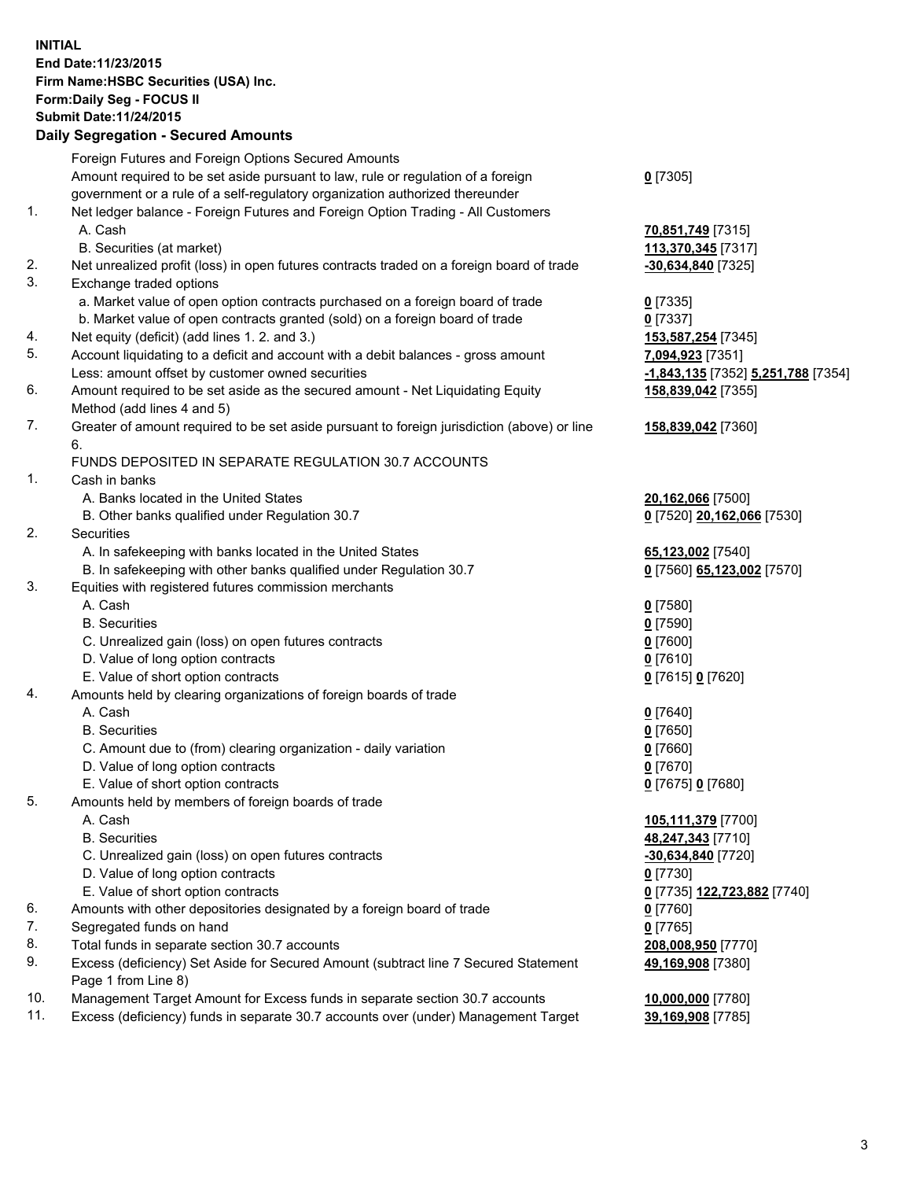**INITIAL**
**End Date:11/23/2015**
**Firm Name:HSBC Securities (USA) Inc.**
**Form:Daily Seg - FOCUS II**
**Submit Date:11/24/2015**

### Daily Segregation - Secured Amounts

| | | |
|---|---|---|
| | Foreign Futures and Foreign Options Secured Amounts | |
| | Amount required to be set aside pursuant to law, rule or regulation of a foreign government or a rule of a self-regulatory organization authorized thereunder | **0** [7305] |
| 1. | Net ledger balance - Foreign Futures and Foreign Option Trading - All Customers | |
| | A. Cash | **70,851,749** [7315] |
| | B. Securities (at market) | **113,370,345** [7317] |
| 2. | Net unrealized profit (loss) in open futures contracts traded on a foreign board of trade | **-30,634,840** [7325] |
| 3. | Exchange traded options | |
| | a. Market value of open option contracts purchased on a foreign board of trade | **0** [7335] |
| | b. Market value of open contracts granted (sold) on a foreign board of trade | **0** [7337] |
| 4. | Net equity (deficit) (add lines 1. 2. and 3.) | **153,587,254** [7345] |
| 5. | Account liquidating to a deficit and account with a debit balances - gross amount | **7,094,923** [7351] |
| | Less: amount offset by customer owned securities | **-1,843,135** [7352] **5,251,788** [7354] |
| 6. | Amount required to be set aside as the secured amount - Net Liquidating Equity Method (add lines 4 and 5) | **158,839,042** [7355] |
| 7. | Greater of amount required to be set aside pursuant to foreign jurisdiction (above) or line 6. | **158,839,042** [7360] |
| | FUNDS DEPOSITED IN SEPARATE REGULATION 30.7 ACCOUNTS | |
| 1. | Cash in banks | |
| | A. Banks located in the United States | **20,162,066** [7500] |
| | B. Other banks qualified under Regulation 30.7 | **0** [7520] **20,162,066** [7530] |
| 2. | Securities | |
| | A. In safekeeping with banks located in the United States | **65,123,002** [7540] |
| | B. In safekeeping with other banks qualified under Regulation 30.7 | **0** [7560] **65,123,002** [7570] |
| 3. | Equities with registered futures commission merchants | |
| | A. Cash | **0** [7580] |
| | B. Securities | **0** [7590] |
| | C. Unrealized gain (loss) on open futures contracts | **0** [7600] |
| | D. Value of long option contracts | **0** [7610] |
| | E. Value of short option contracts | **0** [7615] **0** [7620] |
| 4. | Amounts held by clearing organizations of foreign boards of trade | |
| | A. Cash | **0** [7640] |
| | B. Securities | **0** [7650] |
| | C. Amount due to (from) clearing organization - daily variation | **0** [7660] |
| | D. Value of long option contracts | **0** [7670] |
| | E. Value of short option contracts | **0** [7675] **0** [7680] |
| 5. | Amounts held by members of foreign boards of trade | |
| | A. Cash | **105,111,379** [7700] |
| | B. Securities | **48,247,343** [7710] |
| | C. Unrealized gain (loss) on open futures contracts | **-30,634,840** [7720] |
| | D. Value of long option contracts | **0** [7730] |
| | E. Value of short option contracts | **0** [7735] **122,723,882** [7740] |
| 6. | Amounts with other depositories designated by a foreign board of trade | **0** [7760] |
| 7. | Segregated funds on hand | **0** [7765] |
| 8. | Total funds in separate section 30.7 accounts | **208,008,950** [7770] |
| 9. | Excess (deficiency) Set Aside for Secured Amount (subtract line 7 Secured Statement Page 1 from Line 8) | **49,169,908** [7380] |
| 10. | Management Target Amount for Excess funds in separate section 30.7 accounts | **10,000,000** [7780] |
| 11. | Excess (deficiency) funds in separate 30.7 accounts over (under) Management Target | **39,169,908** [7785] |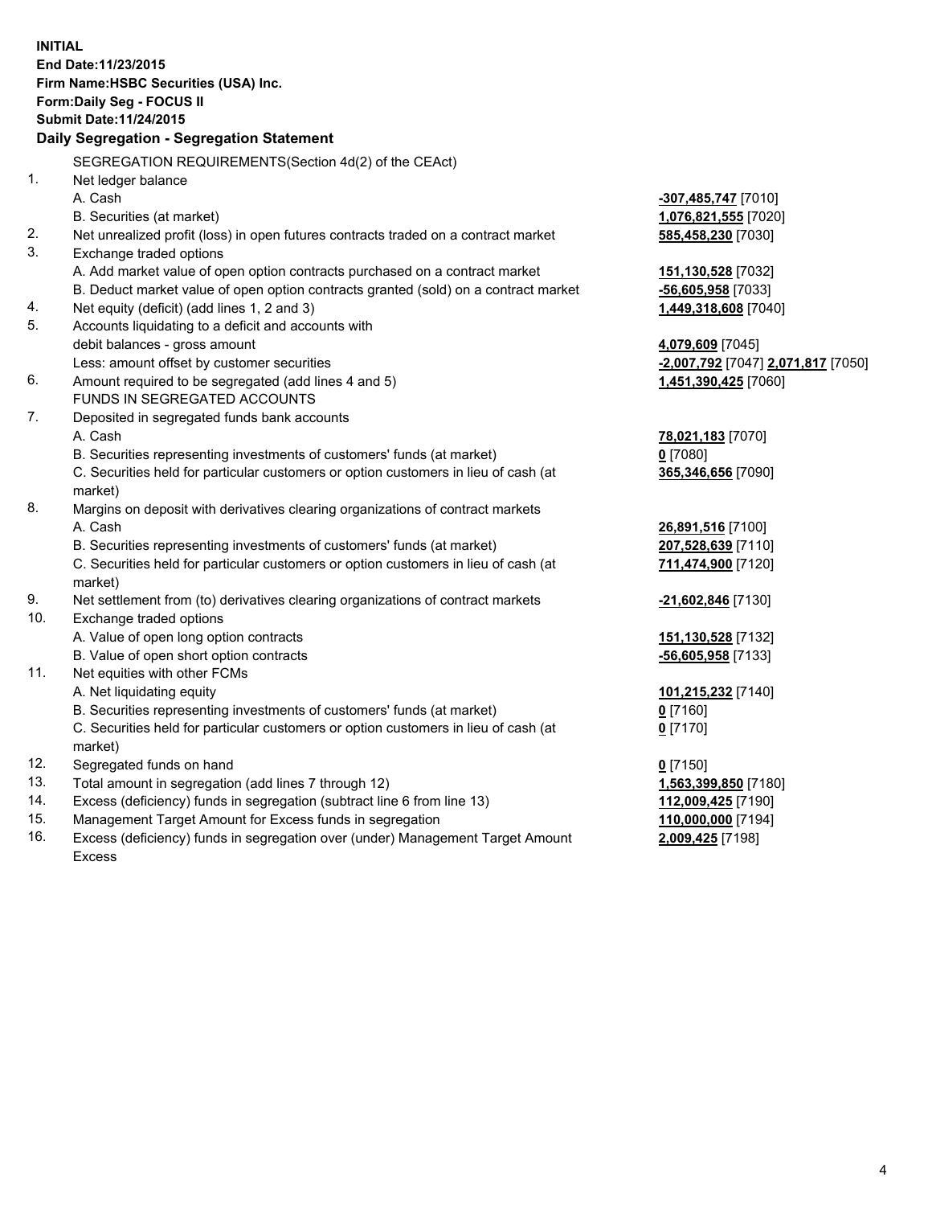**INITIAL**
**End Date:11/23/2015**
**Firm Name:HSBC Securities (USA) Inc.**
**Form:Daily Seg - FOCUS II**
**Submit Date:11/24/2015**

## Daily Segregation - Segregation Statement

SEGREGATION REQUIREMENTS(Section 4d(2) of the CEAct)

| | | |
|---|---|---|
| 1. | Net ledger balance | |
| | A. Cash | **-307,485,747** [7010] |
| | B. Securities (at market) | **1,076,821,555** [7020] |
| 2. | Net unrealized profit (loss) in open futures contracts traded on a contract market | **585,458,230** [7030] |
| 3. | Exchange traded options | |
| | A. Add market value of open option contracts purchased on a contract market | **151,130,528** [7032] |
| | B. Deduct market value of open option contracts granted (sold) on a contract market | **-56,605,958** [7033] |
| 4. | Net equity (deficit) (add lines 1, 2 and 3) | **1,449,318,608** [7040] |
| 5. | Accounts liquidating to a deficit and accounts with | |
| | debit balances - gross amount | **4,079,609** [7045] |
| | Less: amount offset by customer securities | **-2,007,792** [7047] **2,071,817** [7050] |
| 6. | Amount required to be segregated (add lines 4 and 5) | **1,451,390,425** [7060] |
| | FUNDS IN SEGREGATED ACCOUNTS | |
| 7. | Deposited in segregated funds bank accounts | |
| | A. Cash | **78,021,183** [7070] |
| | B. Securities representing investments of customers' funds (at market) | **0** [7080] |
| | C. Securities held for particular customers or option customers in lieu of cash (at market) | **365,346,656** [7090] |
| 8. | Margins on deposit with derivatives clearing organizations of contract markets | |
| | A. Cash | **26,891,516** [7100] |
| | B. Securities representing investments of customers' funds (at market) | **207,528,639** [7110] |
| | C. Securities held for particular customers or option customers in lieu of cash (at market) | **711,474,900** [7120] |
| 9. | Net settlement from (to) derivatives clearing organizations of contract markets | **-21,602,846** [7130] |
| 10. | Exchange traded options | |
| | A. Value of open long option contracts | **151,130,528** [7132] |
| | B. Value of open short option contracts | **-56,605,958** [7133] |
| 11. | Net equities with other FCMs | |
| | A. Net liquidating equity | **101,215,232** [7140] |
| | B. Securities representing investments of customers' funds (at market) | **0** [7160] |
| | C. Securities held for particular customers or option customers in lieu of cash (at market) | **0** [7170] |
| 12. | Segregated funds on hand | **0** [7150] |
| 13. | Total amount in segregation (add lines 7 through 12) | **1,563,399,850** [7180] |
| 14. | Excess (deficiency) funds in segregation (subtract line 6 from line 13) | **112,009,425** [7190] |
| 15. | Management Target Amount for Excess funds in segregation | **110,000,000** [7194] |
| 16. | Excess (deficiency) funds in segregation over (under) Management Target Amount Excess | **2,009,425** [7198] |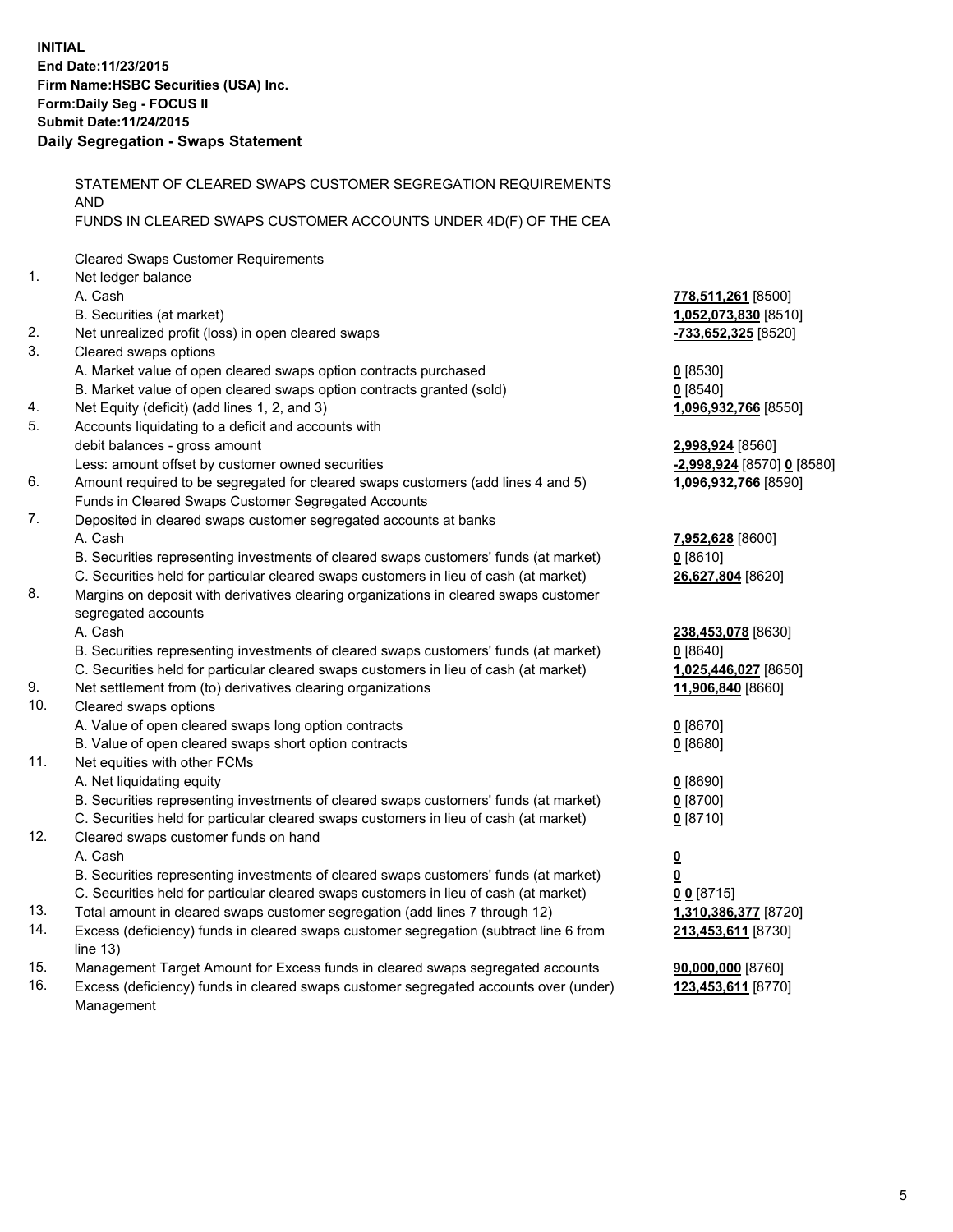**INITIAL**
**End Date:11/23/2015**
**Firm Name:HSBC Securities (USA) Inc.**
**Form:Daily Seg - FOCUS II**
**Submit Date:11/24/2015**
**Daily Segregation - Swaps Statement**

STATEMENT OF CLEARED SWAPS CUSTOMER SEGREGATION REQUIREMENTS AND FUNDS IN CLEARED SWAPS CUSTOMER ACCOUNTS UNDER 4D(F) OF THE CEA

| | | |
|---|---|---|
| | Cleared Swaps Customer Requirements | |
| 1. | Net ledger balance | |
| | A. Cash | **778,511,261** [8500] |
| | B. Securities (at market) | **1,052,073,830** [8510] |
| 2. | Net unrealized profit (loss) in open cleared swaps | **-733,652,325** [8520] |
| 3. | Cleared swaps options | |
| | A. Market value of open cleared swaps option contracts purchased | **0** [8530] |
| | B. Market value of open cleared swaps option contracts granted (sold) | **0** [8540] |
| 4. | Net Equity (deficit) (add lines 1, 2, and 3) | **1,096,932,766** [8550] |
| 5. | Accounts liquidating to a deficit and accounts with debit balances - gross amount | **2,998,924** [8560] |
| | Less: amount offset by customer owned securities | **-2,998,924** [8570] **0** [8580] |
| 6. | Amount required to be segregated for cleared swaps customers (add lines 4 and 5) | **1,096,932,766** [8590] |
| | Funds in Cleared Swaps Customer Segregated Accounts | |
| 7. | Deposited in cleared swaps customer segregated accounts at banks | |
| | A. Cash | **7,952,628** [8600] |
| | B. Securities representing investments of cleared swaps customers' funds (at market) | **0** [8610] |
| | C. Securities held for particular cleared swaps customers in lieu of cash (at market) | **26,627,804** [8620] |
| 8. | Margins on deposit with derivatives clearing organizations in cleared swaps customer segregated accounts | |
| | A. Cash | **238,453,078** [8630] |
| | B. Securities representing investments of cleared swaps customers' funds (at market) | **0** [8640] |
| | C. Securities held for particular cleared swaps customers in lieu of cash (at market) | **1,025,446,027** [8650] |
| 9. | Net settlement from (to) derivatives clearing organizations | **11,906,840** [8660] |
| 10. | Cleared swaps options | |
| | A. Value of open cleared swaps long option contracts | **0** [8670] |
| | B. Value of open cleared swaps short option contracts | **0** [8680] |
| 11. | Net equities with other FCMs | |
| | A. Net liquidating equity | **0** [8690] |
| | B. Securities representing investments of cleared swaps customers' funds (at market) | **0** [8700] |
| | C. Securities held for particular cleared swaps customers in lieu of cash (at market) | **0** [8710] |
| 12. | Cleared swaps customer funds on hand | |
| | A. Cash | **0** |
| | B. Securities representing investments of cleared swaps customers' funds (at market) | **0** |
| | C. Securities held for particular cleared swaps customers in lieu of cash (at market) | **0** **0** [8715] |
| 13. | Total amount in cleared swaps customer segregation (add lines 7 through 12) | **1,310,386,377** [8720] |
| 14. | Excess (deficiency) funds in cleared swaps customer segregation (subtract line 6 from line 13) | **213,453,611** [8730] |
| 15. | Management Target Amount for Excess funds in cleared swaps segregated accounts | **90,000,000** [8760] |
| 16. | Excess (deficiency) funds in cleared swaps customer segregated accounts over (under) Management | **123,453,611** [8770] |